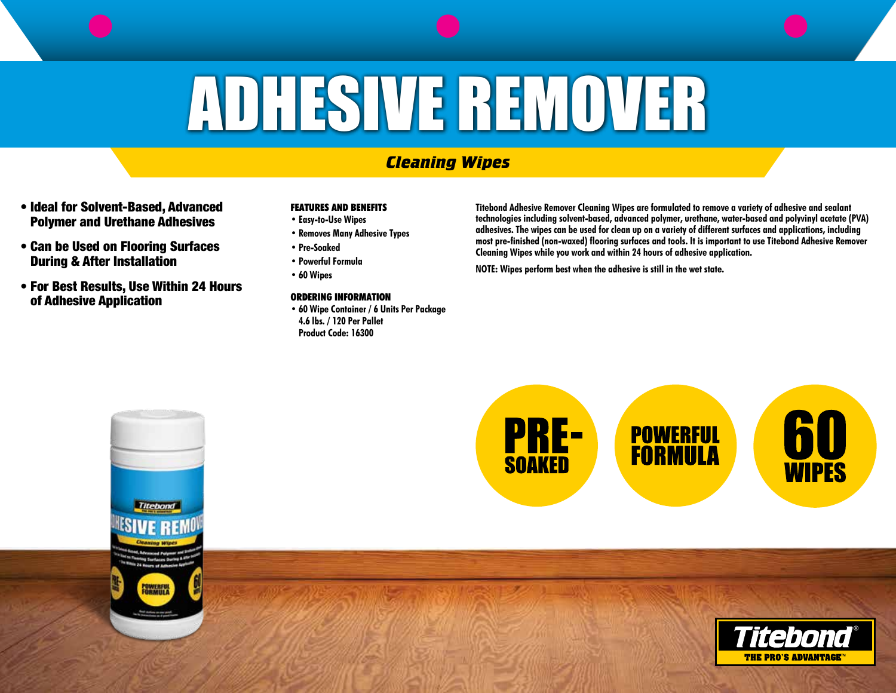# ADHESIVE REMOVER

## *Cleaning Wipes*

- **Ideal for Solvent-Based, Advanced Polymer and Urethane Adhesives**
- **Can be Used on Flooring Surfaces During & After Installation**
- **For Best Results, Use Within 24 Hours of Adhesive Application**

**FEATURES AND BENEFITS**

- Easy-to-Use Wipes
- Removes Many Adhesive Types
- Pre-Soaked
- Powerful Formula
- 60 Wipes

**ORDERING INFORMATION**

- 60 Wipe Container / 6 Units Per Package
  4.6 lbs. / 120 Per Pallet
  Product Code: 16300

Titebond Adhesive Remover Cleaning Wipes are formulated to remove a variety of adhesive and sealant technologies including solvent-based, advanced polymer, urethane, water-based and polyvinyl acetate (PVA) adhesives. The wipes can be used for clean up on a variety of different surfaces and applications, including most pre-finished (non-waxed) flooring surfaces and tools. It is important to use Titebond Adhesive Remover Cleaning Wipes while you work and within 24 hours of adhesive application.

NOTE: Wipes perform best when the adhesive is still in the wet state.

PRE-SOAKED

POWERFUL FORMULA

60 WIPES

Titebond® THE PRO'S ADVANTAGE™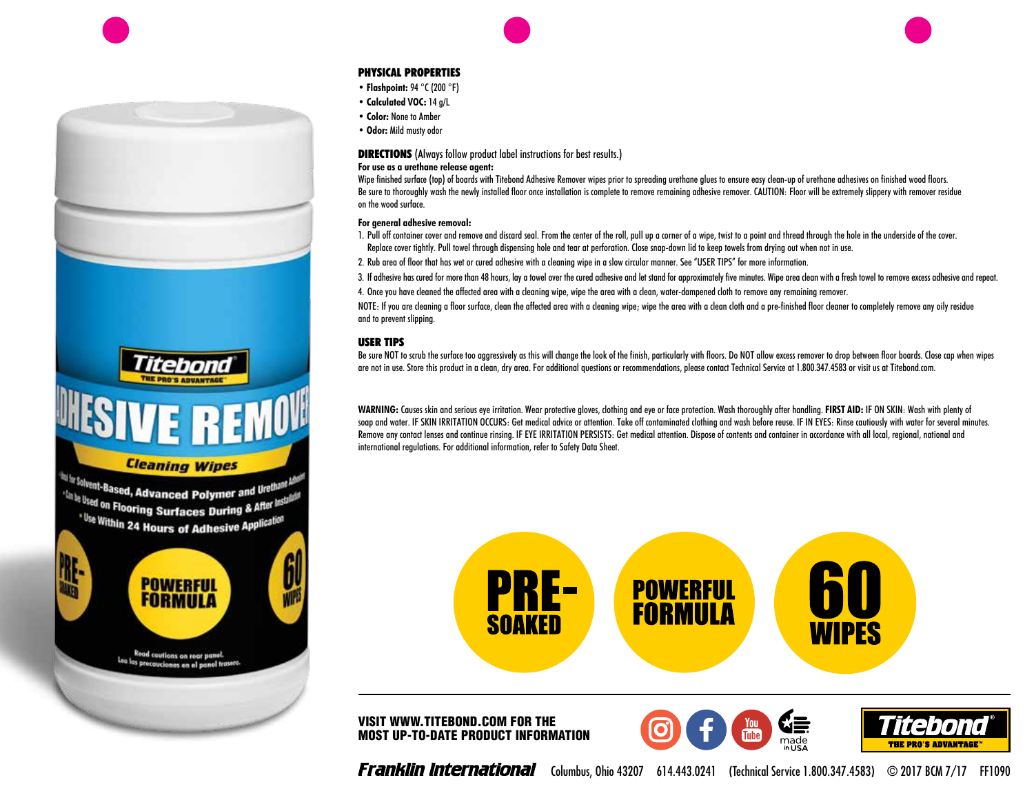## PHYSICAL PROPERTIES

- **Flashpoint:** 94 °C (200 °F)
- **Calculated VOC:** 14 g/L
- **Color:** None to Amber
- **Odor:** Mild musty odor

## DIRECTIONS (Always follow product label instructions for best results.)

**For use as a urethane release agent:**

Wipe finished surface (top) of boards with Titebond Adhesive Remover wipes prior to spreading urethane glues to ensure easy clean-up of urethane adhesives on finished wood floors. Be sure to thoroughly wash the newly installed floor once installation is complete to remove remaining adhesive remover. CAUTION: Floor will be extremely slippery with remover residue on the wood surface.

**For general adhesive removal:**

1. Pull off container cover and remove and discard seal. From the center of the roll, pull up a corner of a wipe, twist to a point and thread through the hole in the underside of the cover. Replace cover tightly. Pull towel through dispensing hole and tear at perforation. Close snap-down lid to keep towels from drying out when not in use.
2. Rub area of floor that has wet or cured adhesive with a cleaning wipe in a slow circular manner. See "USER TIPS" for more information.
3. If adhesive has cured for more than 48 hours, lay a towel over the cured adhesive and let stand for approximately five minutes. Wipe area clean with a fresh towel to remove excess adhesive and repeat.
4. Once you have cleaned the affected area with a cleaning wipe, wipe the area with a clean, water-dampened cloth to remove any remaining remover.

NOTE: If you are cleaning a floor surface, clean the affected area with a cleaning wipe; wipe the area with a clean cloth and a pre-finished floor cleaner to completely remove any oily residue and to prevent slipping.

## USER TIPS

Be sure NOT to scrub the surface too aggressively as this will change the look of the finish, particularly with floors. Do NOT allow excess remover to drop between floor boards. Close cap when wipes are not in use. Store this product in a clean, dry area. For additional questions or recommendations, please contact Technical Service at 1.800.347.4583 or visit us at Titebond.com.

**WARNING:** Causes skin and serious eye irritation. Wear protective gloves, clothing and eye or face protection. Wash thoroughly after handling. **FIRST AID:** IF ON SKIN: Wash with plenty of soap and water. IF SKIN IRRITATION OCCURS: Get medical advice or attention. Take off contaminated clothing and wash before reuse. IF IN EYES: Rinse cautiously with water for several minutes. Remove any contact lenses and continue rinsing. IF EYE IRRITATION PERSISTS: Get medical attention. Dispose of contents and container in accordance with all local, regional, national and international regulations. For additional information, refer to Safety Data Sheet.

PRE-SOAKED

POWERFUL FORMULA

60 WIPES

**VISIT WWW.TITEBOND.COM FOR THE MOST UP-TO-DATE PRODUCT INFORMATION**

Titebond® THE PRO'S ADVANTAGE™

made in USA

**Franklin International** Columbus, Ohio 43207 614.443.0241 (Technical Service 1.800.347.4583) © 2017 BCM 7/17 FF1090